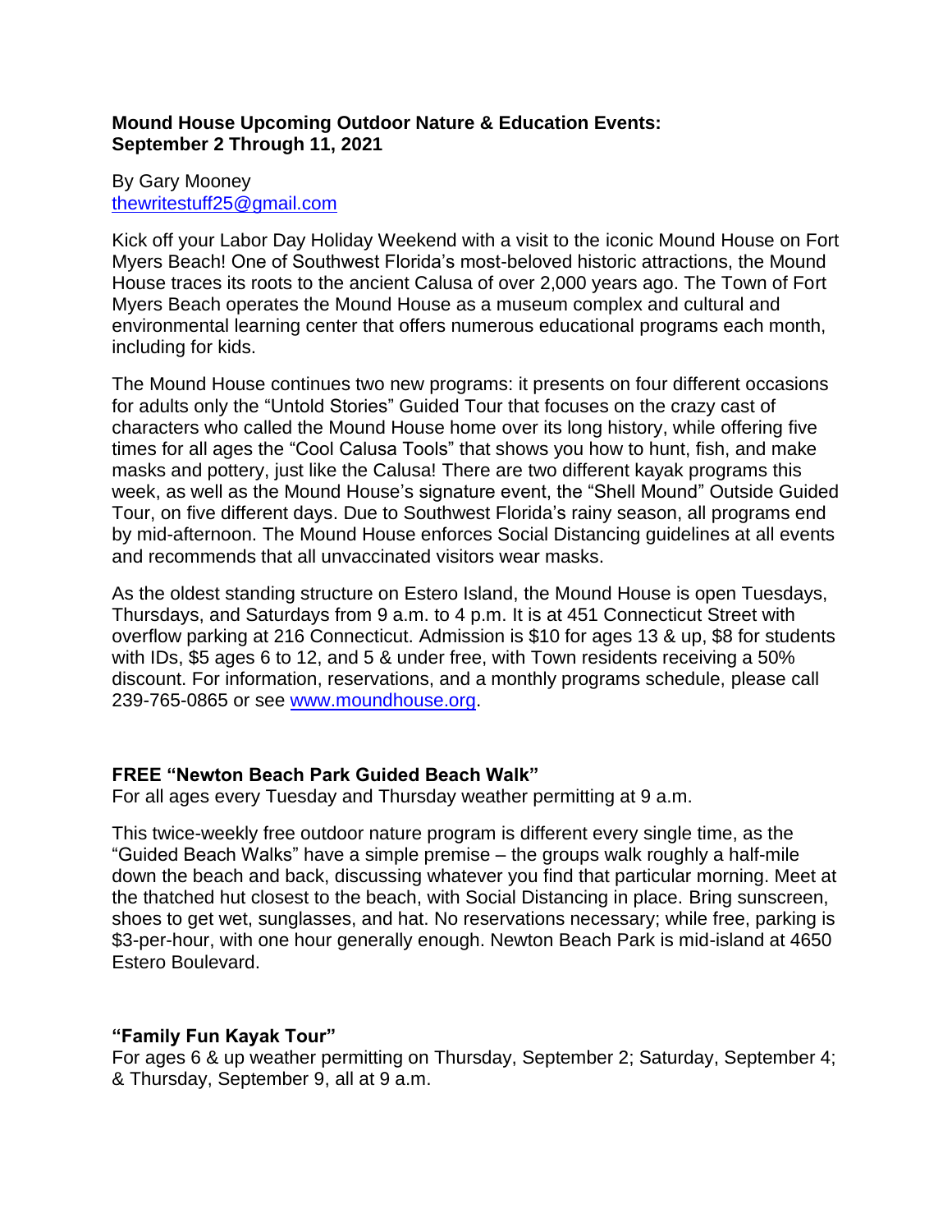**Mound House Upcoming Outdoor Nature & Education Events: September 2 Through 11, 2021**

By Gary Mooney
[thewritestuff25@gmail.com](mailto:thewritestuff25@gmail.com)

Kick off your Labor Day Holiday Weekend with a visit to the iconic Mound House on Fort Myers Beach! One of Southwest Florida's most-beloved historic attractions, the Mound House traces its roots to the ancient Calusa of over 2,000 years ago. The Town of Fort Myers Beach operates the Mound House as a museum complex and cultural and environmental learning center that offers numerous educational programs each month, including for kids.

The Mound House continues two new programs: it presents on four different occasions for adults only the "Untold Stories" Guided Tour that focuses on the crazy cast of characters who called the Mound House home over its long history, while offering five times for all ages the "Cool Calusa Tools" that shows you how to hunt, fish, and make masks and pottery, just like the Calusa! There are two different kayak programs this week, as well as the Mound House's signature event, the "Shell Mound" Outside Guided Tour, on five different days. Due to Southwest Florida's rainy season, all programs end by mid-afternoon. The Mound House enforces Social Distancing guidelines at all events and recommends that all unvaccinated visitors wear masks.

As the oldest standing structure on Estero Island, the Mound House is open Tuesdays, Thursdays, and Saturdays from 9 a.m. to 4 p.m. It is at 451 Connecticut Street with overflow parking at 216 Connecticut. Admission is $10 for ages 13 & up, $8 for students with IDs, $5 ages 6 to 12, and 5 & under free, with Town residents receiving a 50% discount. For information, reservations, and a monthly programs schedule, please call 239-765-0865 or see [www.moundhouse.org](http://www.moundhouse.org).

**FREE "Newton Beach Park Guided Beach Walk"**
For all ages every Tuesday and Thursday weather permitting at 9 a.m.

This twice-weekly free outdoor nature program is different every single time, as the "Guided Beach Walks" have a simple premise – the groups walk roughly a half-mile down the beach and back, discussing whatever you find that particular morning. Meet at the thatched hut closest to the beach, with Social Distancing in place. Bring sunscreen, shoes to get wet, sunglasses, and hat. No reservations necessary; while free, parking is $3-per-hour, with one hour generally enough. Newton Beach Park is mid-island at 4650 Estero Boulevard.

**"Family Fun Kayak Tour"**
For ages 6 & up weather permitting on Thursday, September 2; Saturday, September 4; & Thursday, September 9, all at 9 a.m.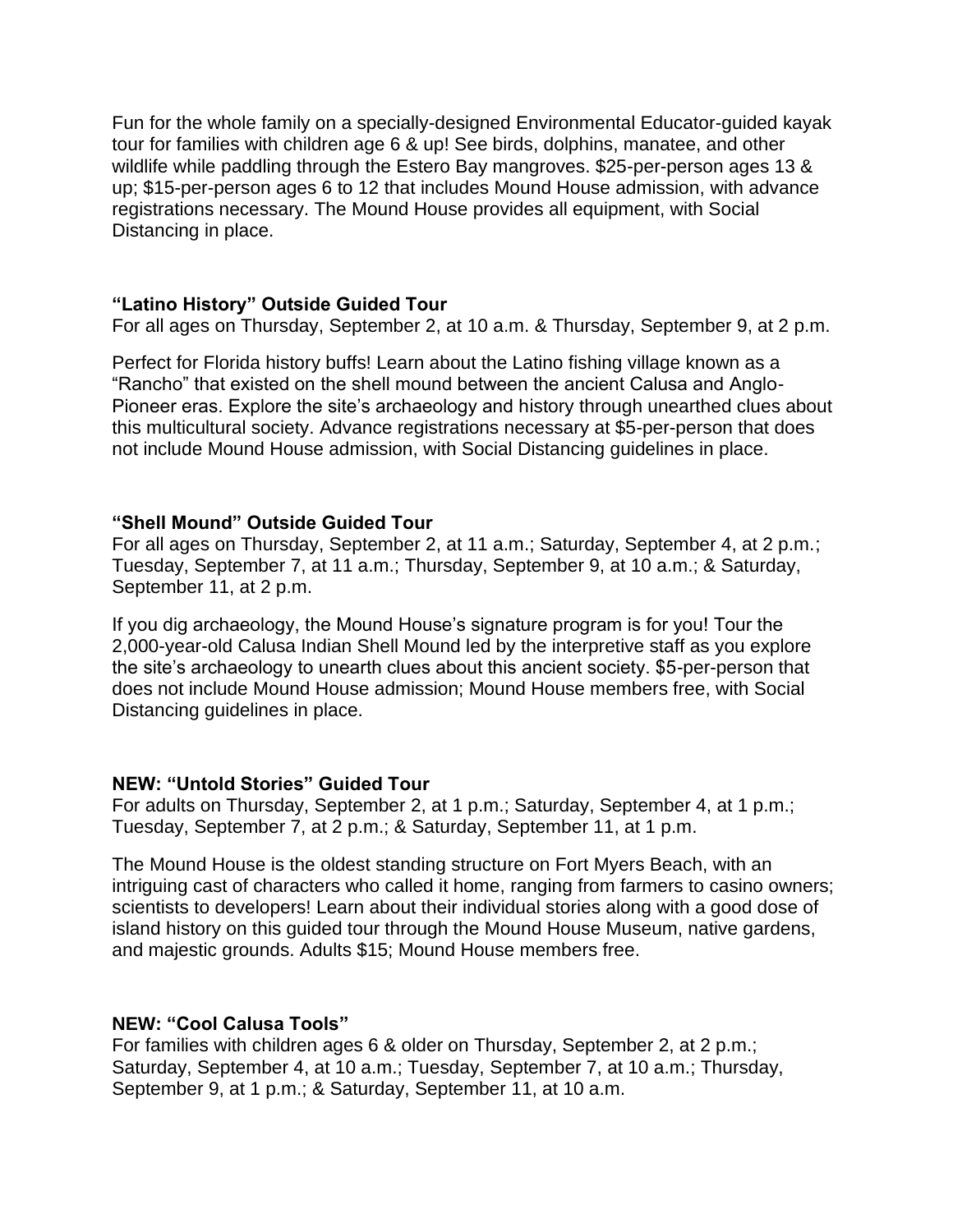Fun for the whole family on a specially-designed Environmental Educator-guided kayak tour for families with children age 6 & up! See birds, dolphins, manatee, and other wildlife while paddling through the Estero Bay mangroves. $25-per-person ages 13 & up; $15-per-person ages 6 to 12 that includes Mound House admission, with advance registrations necessary. The Mound House provides all equipment, with Social Distancing in place.

### "Latino History" Outside Guided Tour

For all ages on Thursday, September 2, at 10 a.m. & Thursday, September 9, at 2 p.m.

Perfect for Florida history buffs! Learn about the Latino fishing village known as a "Rancho" that existed on the shell mound between the ancient Calusa and Anglo-Pioneer eras. Explore the site's archaeology and history through unearthed clues about this multicultural society. Advance registrations necessary at $5-per-person that does not include Mound House admission, with Social Distancing guidelines in place.

### "Shell Mound" Outside Guided Tour

For all ages on Thursday, September 2, at 11 a.m.; Saturday, September 4, at 2 p.m.; Tuesday, September 7, at 11 a.m.; Thursday, September 9, at 10 a.m.; & Saturday, September 11, at 2 p.m.

If you dig archaeology, the Mound House's signature program is for you! Tour the 2,000-year-old Calusa Indian Shell Mound led by the interpretive staff as you explore the site's archaeology to unearth clues about this ancient society. $5-per-person that does not include Mound House admission; Mound House members free, with Social Distancing guidelines in place.

### NEW: "Untold Stories" Guided Tour

For adults on Thursday, September 2, at 1 p.m.; Saturday, September 4, at 1 p.m.; Tuesday, September 7, at 2 p.m.; & Saturday, September 11, at 1 p.m.

The Mound House is the oldest standing structure on Fort Myers Beach, with an intriguing cast of characters who called it home, ranging from farmers to casino owners; scientists to developers! Learn about their individual stories along with a good dose of island history on this guided tour through the Mound House Museum, native gardens, and majestic grounds. Adults $15; Mound House members free.

### NEW: "Cool Calusa Tools"

For families with children ages 6 & older on Thursday, September 2, at 2 p.m.; Saturday, September 4, at 10 a.m.; Tuesday, September 7, at 10 a.m.; Thursday, September 9, at 1 p.m.; & Saturday, September 11, at 10 a.m.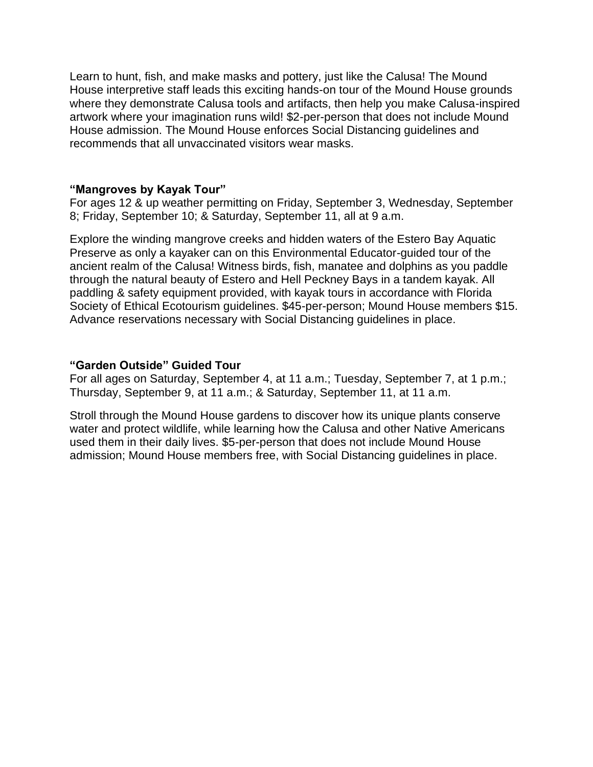Learn to hunt, fish, and make masks and pottery, just like the Calusa! The Mound House interpretive staff leads this exciting hands-on tour of the Mound House grounds where they demonstrate Calusa tools and artifacts, then help you make Calusa-inspired artwork where your imagination runs wild! $2-per-person that does not include Mound House admission. The Mound House enforces Social Distancing guidelines and recommends that all unvaccinated visitors wear masks.

**"Mangroves by Kayak Tour"**
For ages 12 & up weather permitting on Friday, September 3, Wednesday, September 8; Friday, September 10; & Saturday, September 11, all at 9 a.m.

Explore the winding mangrove creeks and hidden waters of the Estero Bay Aquatic Preserve as only a kayaker can on this Environmental Educator-guided tour of the ancient realm of the Calusa! Witness birds, fish, manatee and dolphins as you paddle through the natural beauty of Estero and Hell Peckney Bays in a tandem kayak. All paddling & safety equipment provided, with kayak tours in accordance with Florida Society of Ethical Ecotourism guidelines. $45-per-person; Mound House members $15. Advance reservations necessary with Social Distancing guidelines in place.

**"Garden Outside" Guided Tour**
For all ages on Saturday, September 4, at 11 a.m.; Tuesday, September 7, at 1 p.m.; Thursday, September 9, at 11 a.m.; & Saturday, September 11, at 11 a.m.

Stroll through the Mound House gardens to discover how its unique plants conserve water and protect wildlife, while learning how the Calusa and other Native Americans used them in their daily lives. $5-per-person that does not include Mound House admission; Mound House members free, with Social Distancing guidelines in place.